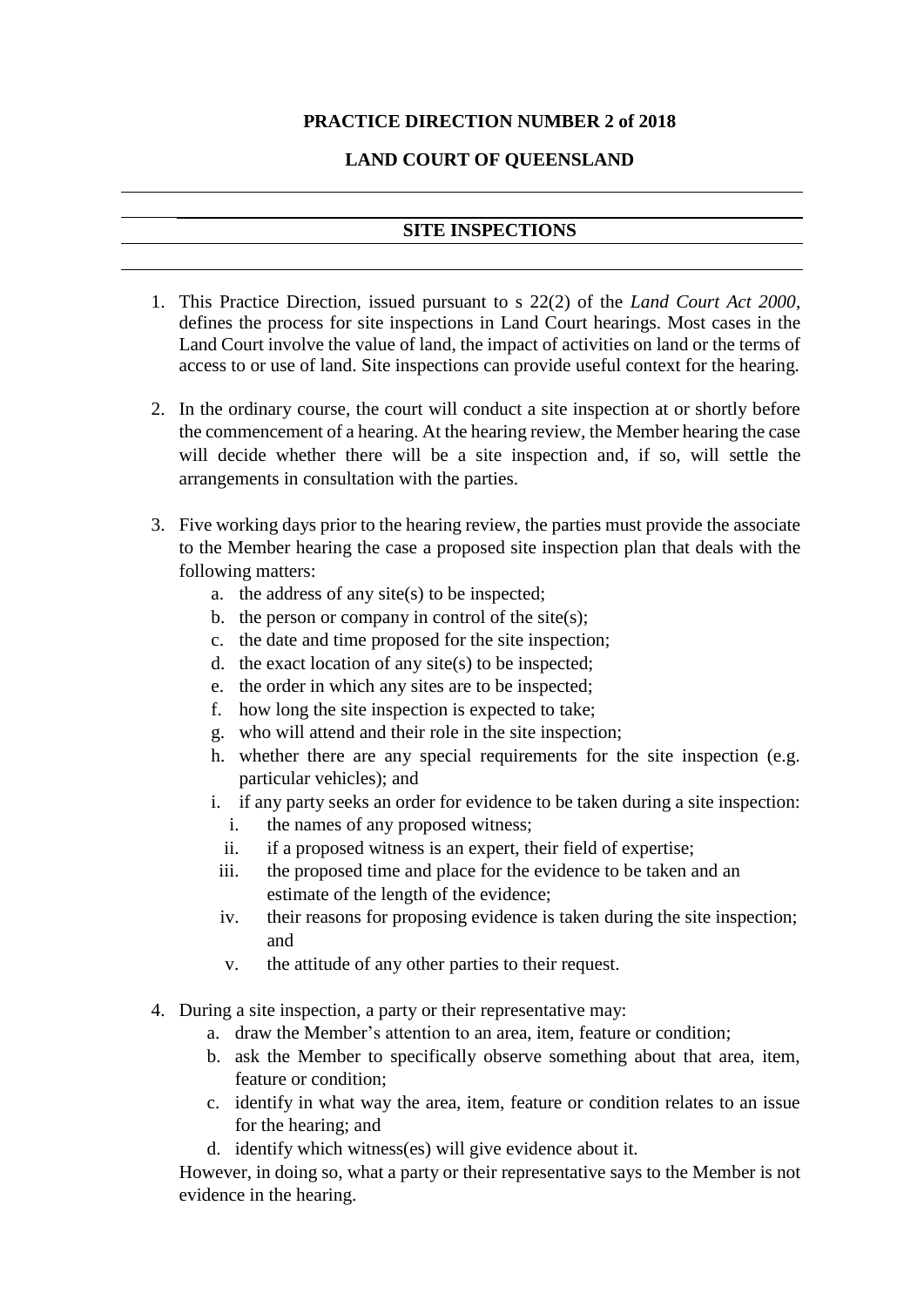**PRACTICE DIRECTION NUMBER 2 of 2018**

**LAND COURT OF QUEENSLAND**

---

## SITE INSPECTIONS

---

1. This Practice Direction, issued pursuant to s 22(2) of the *Land Court Act 2000*, defines the process for site inspections in Land Court hearings. Most cases in the Land Court involve the value of land, the impact of activities on land or the terms of access to or use of land. Site inspections can provide useful context for the hearing.

2. In the ordinary course, the court will conduct a site inspection at or shortly before the commencement of a hearing. At the hearing review, the Member hearing the case will decide whether there will be a site inspection and, if so, will settle the arrangements in consultation with the parties.

3. Five working days prior to the hearing review, the parties must provide the associate to the Member hearing the case a proposed site inspection plan that deals with the following matters:
   a. the address of any site(s) to be inspected;
   b. the person or company in control of the site(s);
   c. the date and time proposed for the site inspection;
   d. the exact location of any site(s) to be inspected;
   e. the order in which any sites are to be inspected;
   f. how long the site inspection is expected to take;
   g. who will attend and their role in the site inspection;
   h. whether there are any special requirements for the site inspection (e.g. particular vehicles); and
   i. if any party seeks an order for evidence to be taken during a site inspection:
      i. the names of any proposed witness;
      ii. if a proposed witness is an expert, their field of expertise;
      iii. the proposed time and place for the evidence to be taken and an estimate of the length of the evidence;
      iv. their reasons for proposing evidence is taken during the site inspection; and
      v. the attitude of any other parties to their request.

4. During a site inspection, a party or their representative may:
   a. draw the Member's attention to an area, item, feature or condition;
   b. ask the Member to specifically observe something about that area, item, feature or condition;
   c. identify in what way the area, item, feature or condition relates to an issue for the hearing; and
   d. identify which witness(es) will give evidence about it.

   However, in doing so, what a party or their representative says to the Member is not evidence in the hearing.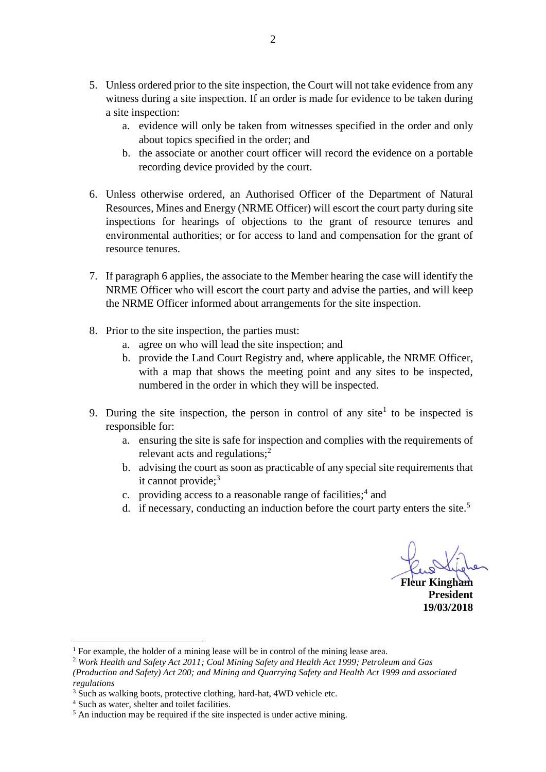5. Unless ordered prior to the site inspection, the Court will not take evidence from any witness during a site inspection. If an order is made for evidence to be taken during a site inspection:
   a. evidence will only be taken from witnesses specified in the order and only about topics specified in the order; and
   b. the associate or another court officer will record the evidence on a portable recording device provided by the court.

6. Unless otherwise ordered, an Authorised Officer of the Department of Natural Resources, Mines and Energy (NRME Officer) will escort the court party during site inspections for hearings of objections to the grant of resource tenures and environmental authorities; or for access to land and compensation for the grant of resource tenures.

7. If paragraph 6 applies, the associate to the Member hearing the case will identify the NRME Officer who will escort the court party and advise the parties, and will keep the NRME Officer informed about arrangements for the site inspection.

8. Prior to the site inspection, the parties must:
   a. agree on who will lead the site inspection; and
   b. provide the Land Court Registry and, where applicable, the NRME Officer, with a map that shows the meeting point and any sites to be inspected, numbered in the order in which they will be inspected.

9. During the site inspection, the person in control of any site[1] to be inspected is responsible for:
   a. ensuring the site is safe for inspection and complies with the requirements of relevant acts and regulations;[2]
   b. advising the court as soon as practicable of any special site requirements that it cannot provide;[3]
   c. providing access to a reasonable range of facilities;[4] and
   d. if necessary, conducting an induction before the court party enters the site.[5]

**Fleur Kingham**
**President**
**19/03/2018**

---

[1] For example, the holder of a mining lease will be in control of the mining lease area.

[2] *Work Health and Safety Act 2011; Coal Mining Safety and Health Act 1999; Petroleum and Gas (Production and Safety) Act 200; and Mining and Quarrying Safety and Health Act 1999 and associated regulations*

[3] Such as walking boots, protective clothing, hard-hat, 4WD vehicle etc.

[4] Such as water, shelter and toilet facilities.

[5] An induction may be required if the site inspected is under active mining.